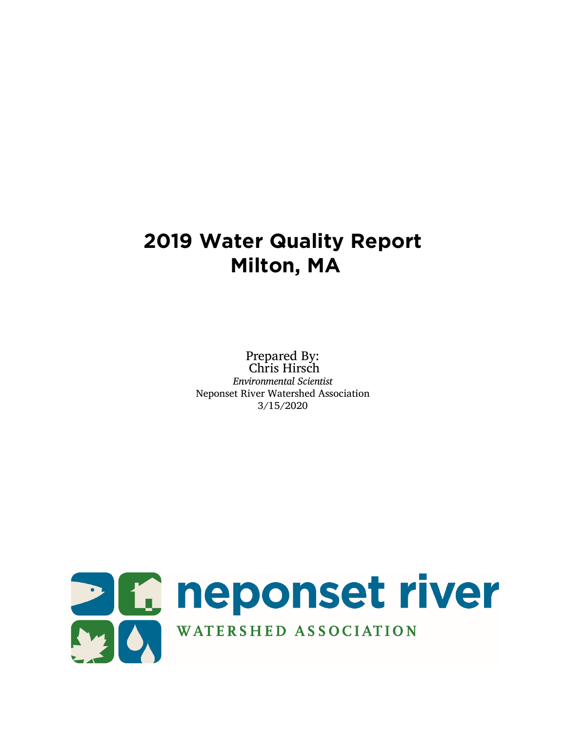# 2019 Water Quality Report
# Milton, MA

Prepared By:
Chris Hirsch
*Environmental Scientist*
Neponset River Watershed Association
3/15/2020

neponset river
WATERSHED ASSOCIATION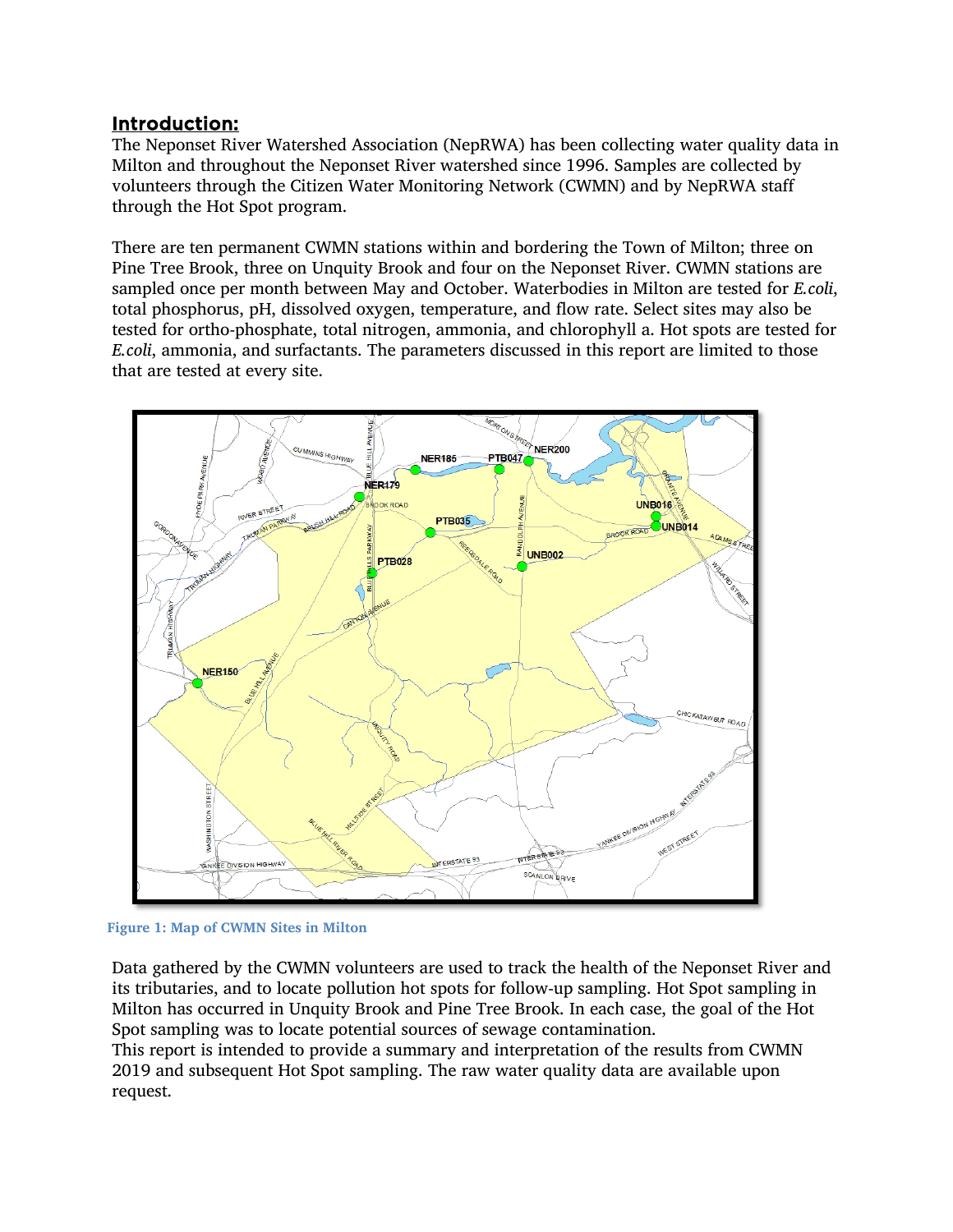## Introduction:

The Neponset River Watershed Association (NepRWA) has been collecting water quality data in Milton and throughout the Neponset River watershed since 1996. Samples are collected by volunteers through the Citizen Water Monitoring Network (CWMN) and by NepRWA staff through the Hot Spot program.

There are ten permanent CWMN stations within and bordering the Town of Milton; three on Pine Tree Brook, three on Unquity Brook and four on the Neponset River. CWMN stations are sampled once per month between May and October. Waterbodies in Milton are tested for *E.coli*, total phosphorus, pH, dissolved oxygen, temperature, and flow rate. Select sites may also be tested for ortho-phosphate, total nitrogen, ammonia, and chlorophyll a. Hot spots are tested for *E.coli*, ammonia, and surfactants. The parameters discussed in this report are limited to those that are tested at every site.

**Figure 1: Map of CWMN Sites in Milton**

Data gathered by the CWMN volunteers are used to track the health of the Neponset River and its tributaries, and to locate pollution hot spots for follow-up sampling. Hot Spot sampling in Milton has occurred in Unquity Brook and Pine Tree Brook. In each case, the goal of the Hot Spot sampling was to locate potential sources of sewage contamination.

This report is intended to provide a summary and interpretation of the results from CWMN 2019 and subsequent Hot Spot sampling. The raw water quality data are available upon request.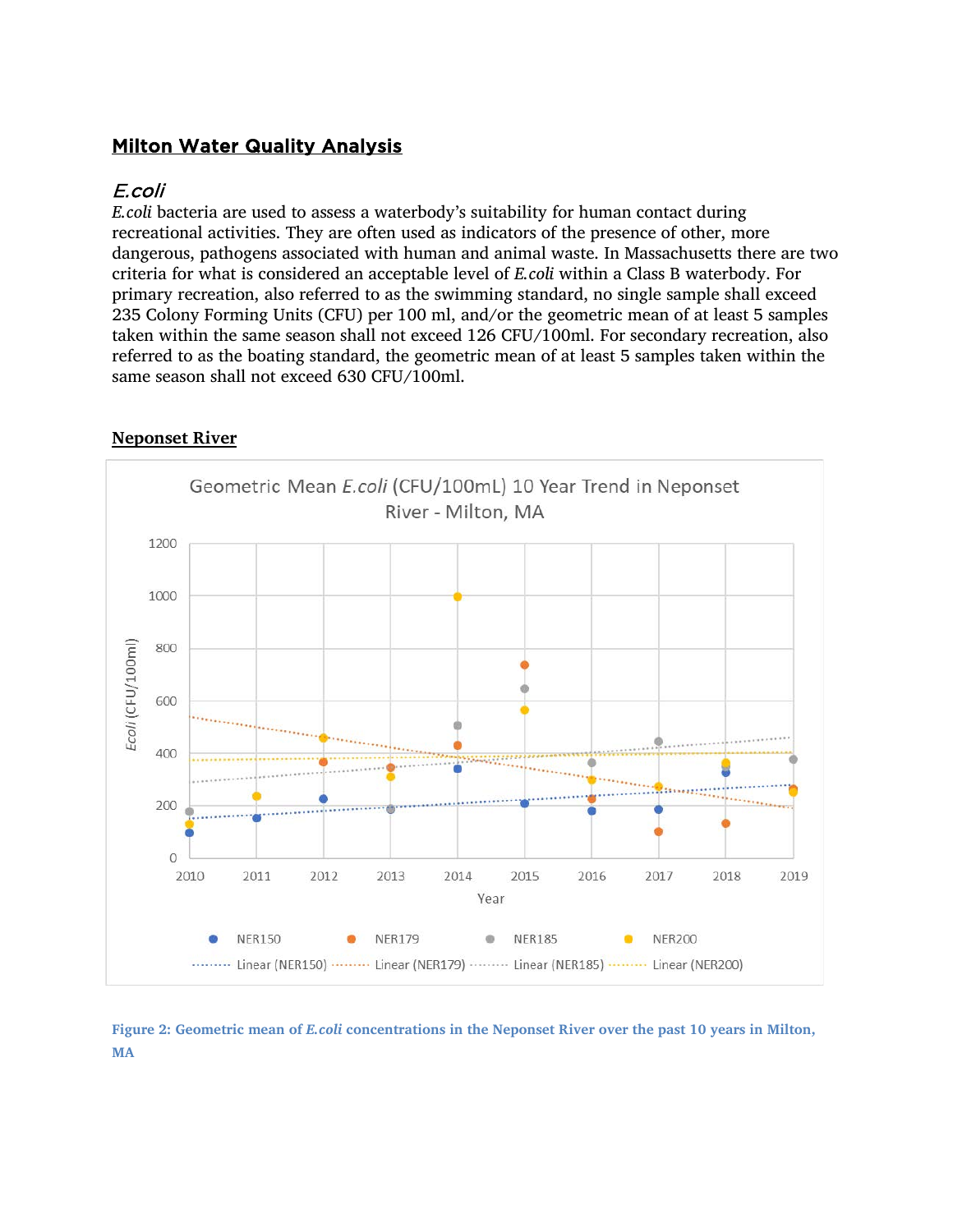## Milton Water Quality Analysis

### *E.coli*

*E.coli* bacteria are used to assess a waterbody's suitability for human contact during recreational activities. They are often used as indicators of the presence of other, more dangerous, pathogens associated with human and animal waste. In Massachusetts there are two criteria for what is considered an acceptable level of *E.coli* within a Class B waterbody. For primary recreation, also referred to as the swimming standard, no single sample shall exceed 235 Colony Forming Units (CFU) per 100 ml, and/or the geometric mean of at least 5 samples taken within the same season shall not exceed 126 CFU/100ml. For secondary recreation, also referred to as the boating standard, the geometric mean of at least 5 samples taken within the same season shall not exceed 630 CFU/100ml.

**Neponset River**

**Figure 2: Geometric mean of *E.coli* concentrations in the Neponset River over the past 10 years in Milton, MA**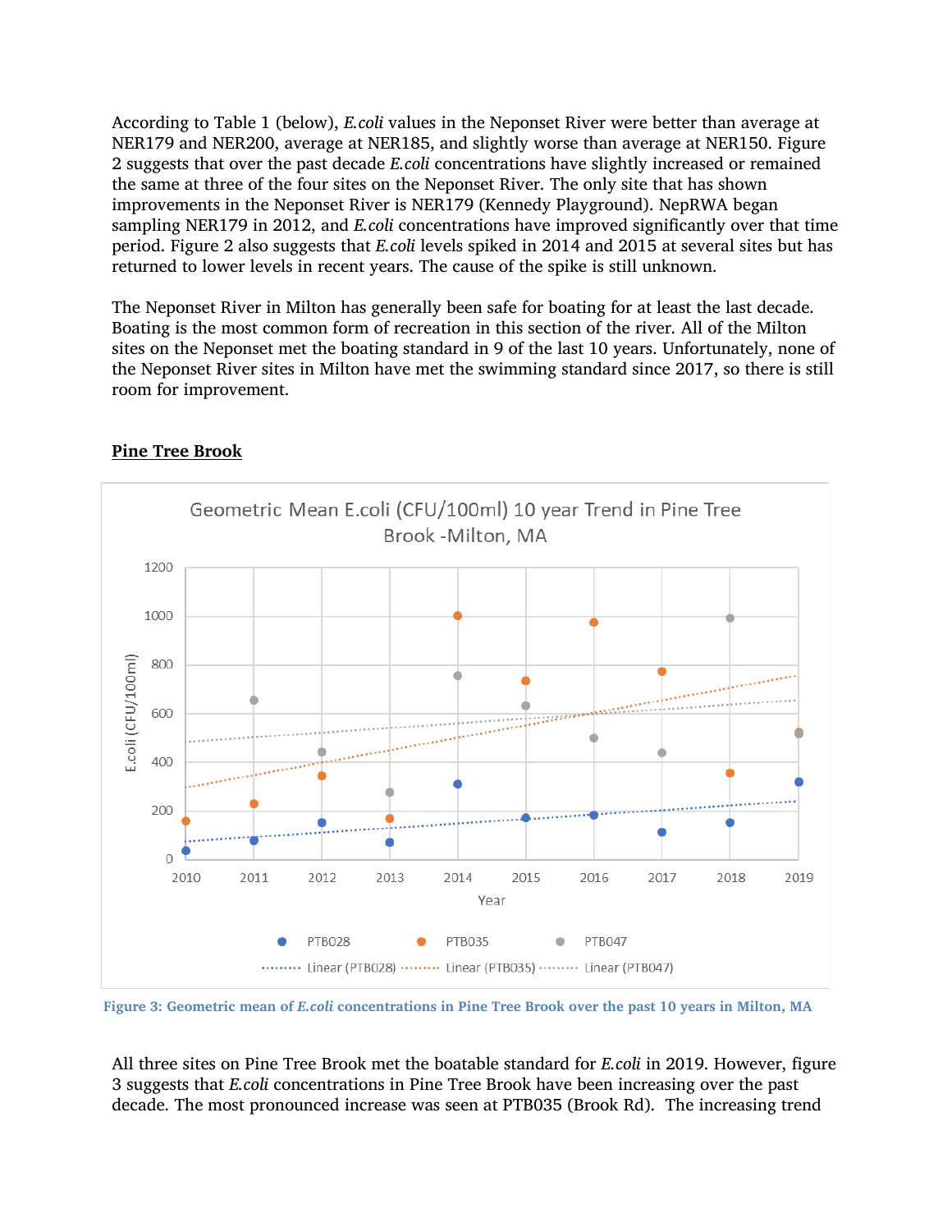According to Table 1 (below), *E.coli* values in the Neponset River were better than average at NER179 and NER200, average at NER185, and slightly worse than average at NER150. Figure 2 suggests that over the past decade *E.coli* concentrations have slightly increased or remained the same at three of the four sites on the Neponset River. The only site that has shown improvements in the Neponset River is NER179 (Kennedy Playground). NepRWA began sampling NER179 in 2012, and *E.coli* concentrations have improved significantly over that time period. Figure 2 also suggests that *E.coli* levels spiked in 2014 and 2015 at several sites but has returned to lower levels in recent years. The cause of the spike is still unknown.

The Neponset River in Milton has generally been safe for boating for at least the last decade. Boating is the most common form of recreation in this section of the river. All of the Milton sites on the Neponset met the boating standard in 9 of the last 10 years. Unfortunately, none of the Neponset River sites in Milton have met the swimming standard since 2017, so there is still room for improvement.

## Pine Tree Brook

Figure 3: Geometric mean of *E.coli* concentrations in Pine Tree Brook over the past 10 years in Milton, MA

All three sites on Pine Tree Brook met the boatable standard for *E.coli* in 2019. However, figure 3 suggests that *E.coli* concentrations in Pine Tree Brook have been increasing over the past decade. The most pronounced increase was seen at PTB035 (Brook Rd). The increasing trend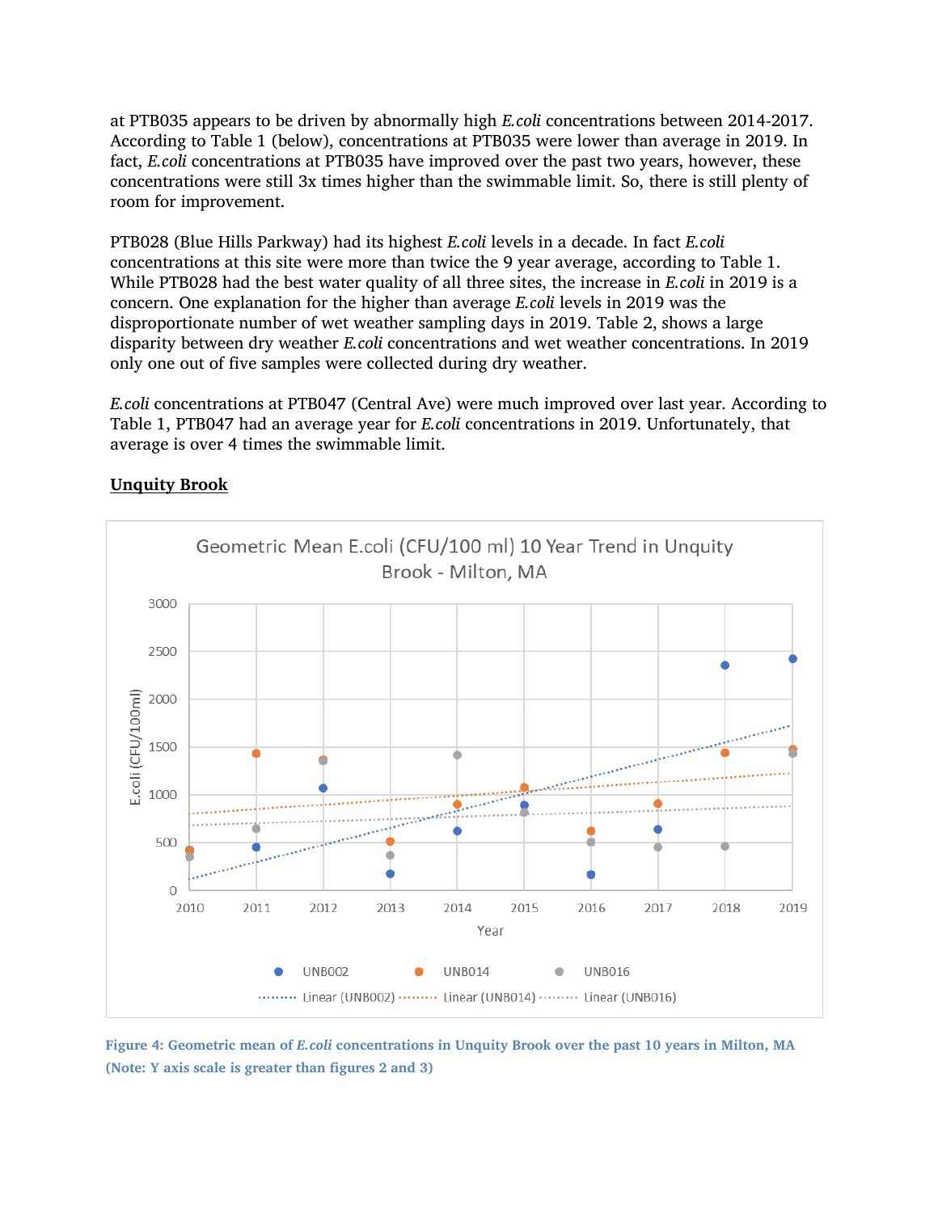at PTB035 appears to be driven by abnormally high *E.coli* concentrations between 2014-2017. According to Table 1 (below), concentrations at PTB035 were lower than average in 2019. In fact, *E.coli* concentrations at PTB035 have improved over the past two years, however, these concentrations were still 3x times higher than the swimmable limit. So, there is still plenty of room for improvement.

PTB028 (Blue Hills Parkway) had its highest *E.coli* levels in a decade. In fact *E.coli* concentrations at this site were more than twice the 9 year average, according to Table 1. While PTB028 had the best water quality of all three sites, the increase in *E.coli* in 2019 is a concern. One explanation for the higher than average *E.coli* levels in 2019 was the disproportionate number of wet weather sampling days in 2019. Table 2, shows a large disparity between dry weather *E.coli* concentrations and wet weather concentrations. In 2019 only one out of five samples were collected during dry weather.

*E.coli* concentrations at PTB047 (Central Ave) were much improved over last year. According to Table 1, PTB047 had an average year for *E.coli* concentrations in 2019. Unfortunately, that average is over 4 times the swimmable limit.

## Unquity Brook

**Figure 4: Geometric mean of *E.coli* concentrations in Unquity Brook over the past 10 years in Milton, MA (Note: Y axis scale is greater than figures 2 and 3)**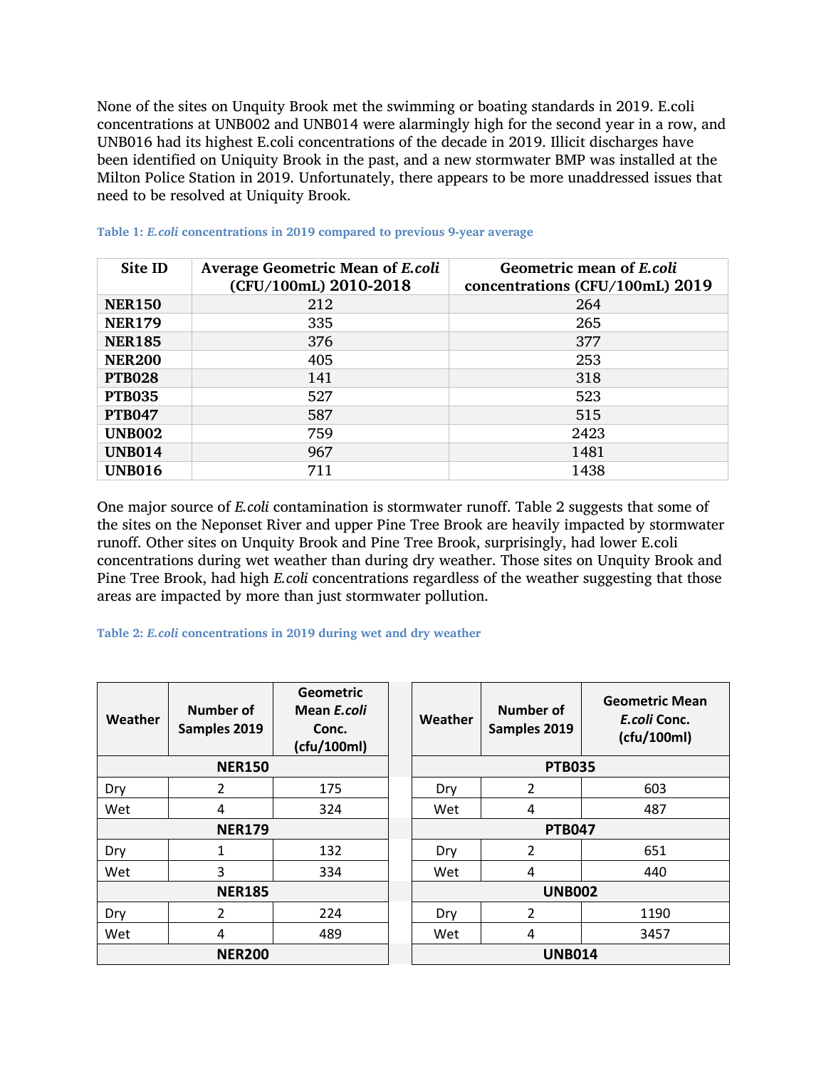None of the sites on Unquity Brook met the swimming or boating standards in 2019. E.coli concentrations at UNB002 and UNB014 were alarmingly high for the second year in a row, and UNB016 had its highest E.coli concentrations of the decade in 2019. Illicit discharges have been identified on Uniquity Brook in the past, and a new stormwater BMP was installed at the Milton Police Station in 2019. Unfortunately, there appears to be more unaddressed issues that need to be resolved at Uniquity Brook.

**Table 1: *E.coli* concentrations in 2019 compared to previous 9-year average**

| Site ID | Average Geometric Mean of *E.coli* (CFU/100mL) 2010-2018 | Geometric mean of *E.coli* concentrations (CFU/100mL) 2019 |
|---|---|---|
| **NER150** | 212 | 264 |
| **NER179** | 335 | 265 |
| **NER185** | 376 | 377 |
| **NER200** | 405 | 253 |
| **PTB028** | 141 | 318 |
| **PTB035** | 527 | 523 |
| **PTB047** | 587 | 515 |
| **UNB002** | 759 | 2423 |
| **UNB014** | 967 | 1481 |
| **UNB016** | 711 | 1438 |

One major source of *E.coli* contamination is stormwater runoff. Table 2 suggests that some of the sites on the Neponset River and upper Pine Tree Brook are heavily impacted by stormwater runoff. Other sites on Unquity Brook and Pine Tree Brook, surprisingly, had lower E.coli concentrations during wet weather than during dry weather. Those sites on Unquity Brook and Pine Tree Brook, had high *E.coli* concentrations regardless of the weather suggesting that those areas are impacted by more than just stormwater pollution.

**Table 2: *E.coli* concentrations in 2019 during wet and dry weather**

| Weather | Number of Samples 2019 | Geometric Mean *E.coli* Conc. (cfu/100ml) |
|---|---|---|
| **NER150** | | |
| Dry | 2 | 175 |
| Wet | 4 | 324 |
| **NER179** | | |
| Dry | 1 | 132 |
| Wet | 3 | 334 |
| **NER185** | | |
| Dry | 2 | 224 |
| Wet | 4 | 489 |
| **NER200** | | |

| Weather | Number of Samples 2019 | Geometric Mean *E.coli* Conc. (cfu/100ml) |
|---|---|---|
| **PTB035** | | |
| Dry | 2 | 603 |
| Wet | 4 | 487 |
| **PTB047** | | |
| Dry | 2 | 651 |
| Wet | 4 | 440 |
| **UNB002** | | |
| Dry | 2 | 1190 |
| Wet | 4 | 3457 |
| **UNB014** | | |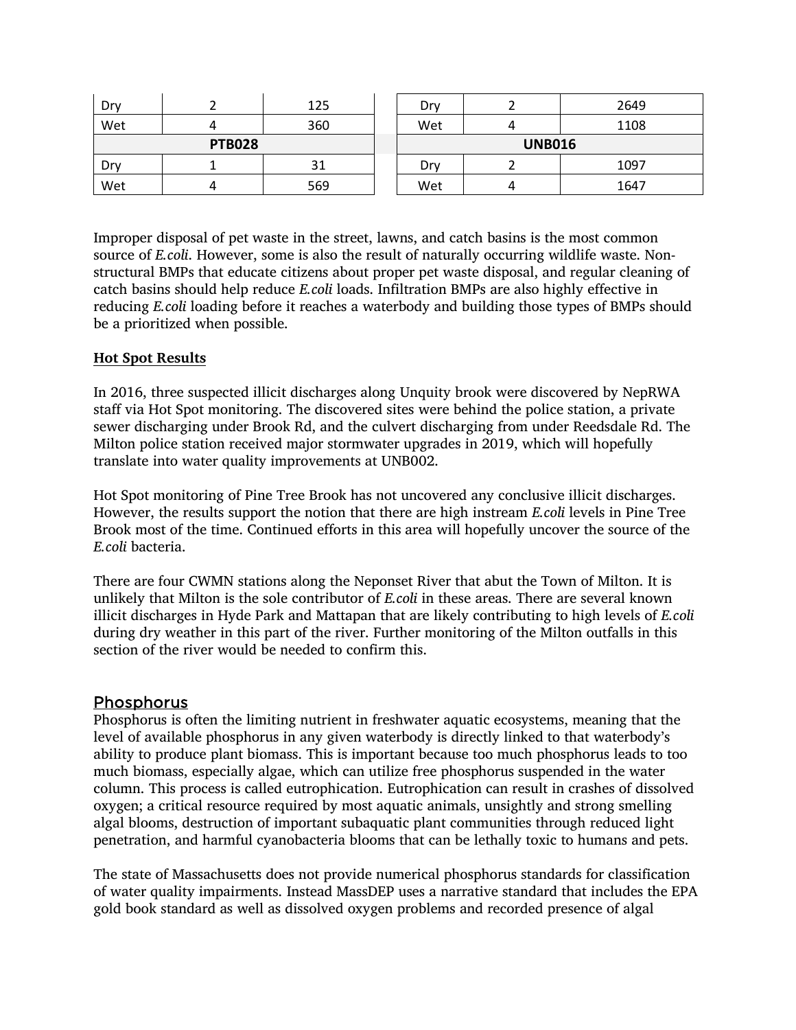| Dry | 2 | 125 |
| --- | --- | --- |
| Wet | 4 | 360 |
| PTB028 | | |
| Dry | 1 | 31 |
| Wet | 4 | 569 |

| Dry | 2 | 2649 |
| --- | --- | --- |
| Wet | 4 | 1108 |
| UNB016 | | |
| Dry | 2 | 1097 |
| Wet | 4 | 1647 |

Improper disposal of pet waste in the street, lawns, and catch basins is the most common source of *E.coli*. However, some is also the result of naturally occurring wildlife waste. Non-structural BMPs that educate citizens about proper pet waste disposal, and regular cleaning of catch basins should help reduce *E.coli* loads. Infiltration BMPs are also highly effective in reducing *E.coli* loading before it reaches a waterbody and building those types of BMPs should be a prioritized when possible.

**Hot Spot Results**

In 2016, three suspected illicit discharges along Unquity brook were discovered by NepRWA staff via Hot Spot monitoring. The discovered sites were behind the police station, a private sewer discharging under Brook Rd, and the culvert discharging from under Reedsdale Rd. The Milton police station received major stormwater upgrades in 2019, which will hopefully translate into water quality improvements at UNB002.

Hot Spot monitoring of Pine Tree Brook has not uncovered any conclusive illicit discharges. However, the results support the notion that there are high instream *E.coli* levels in Pine Tree Brook most of the time. Continued efforts in this area will hopefully uncover the source of the *E.coli* bacteria.

There are four CWMN stations along the Neponset River that abut the Town of Milton. It is unlikely that Milton is the sole contributor of *E.coli* in these areas. There are several known illicit discharges in Hyde Park and Mattapan that are likely contributing to high levels of *E.coli* during dry weather in this part of the river. Further monitoring of the Milton outfalls in this section of the river would be needed to confirm this.

## Phosphorus

Phosphorus is often the limiting nutrient in freshwater aquatic ecosystems, meaning that the level of available phosphorus in any given waterbody is directly linked to that waterbody's ability to produce plant biomass. This is important because too much phosphorus leads to too much biomass, especially algae, which can utilize free phosphorus suspended in the water column. This process is called eutrophication. Eutrophication can result in crashes of dissolved oxygen; a critical resource required by most aquatic animals, unsightly and strong smelling algal blooms, destruction of important subaquatic plant communities through reduced light penetration, and harmful cyanobacteria blooms that can be lethally toxic to humans and pets.

The state of Massachusetts does not provide numerical phosphorus standards for classification of water quality impairments. Instead MassDEP uses a narrative standard that includes the EPA gold book standard as well as dissolved oxygen problems and recorded presence of algal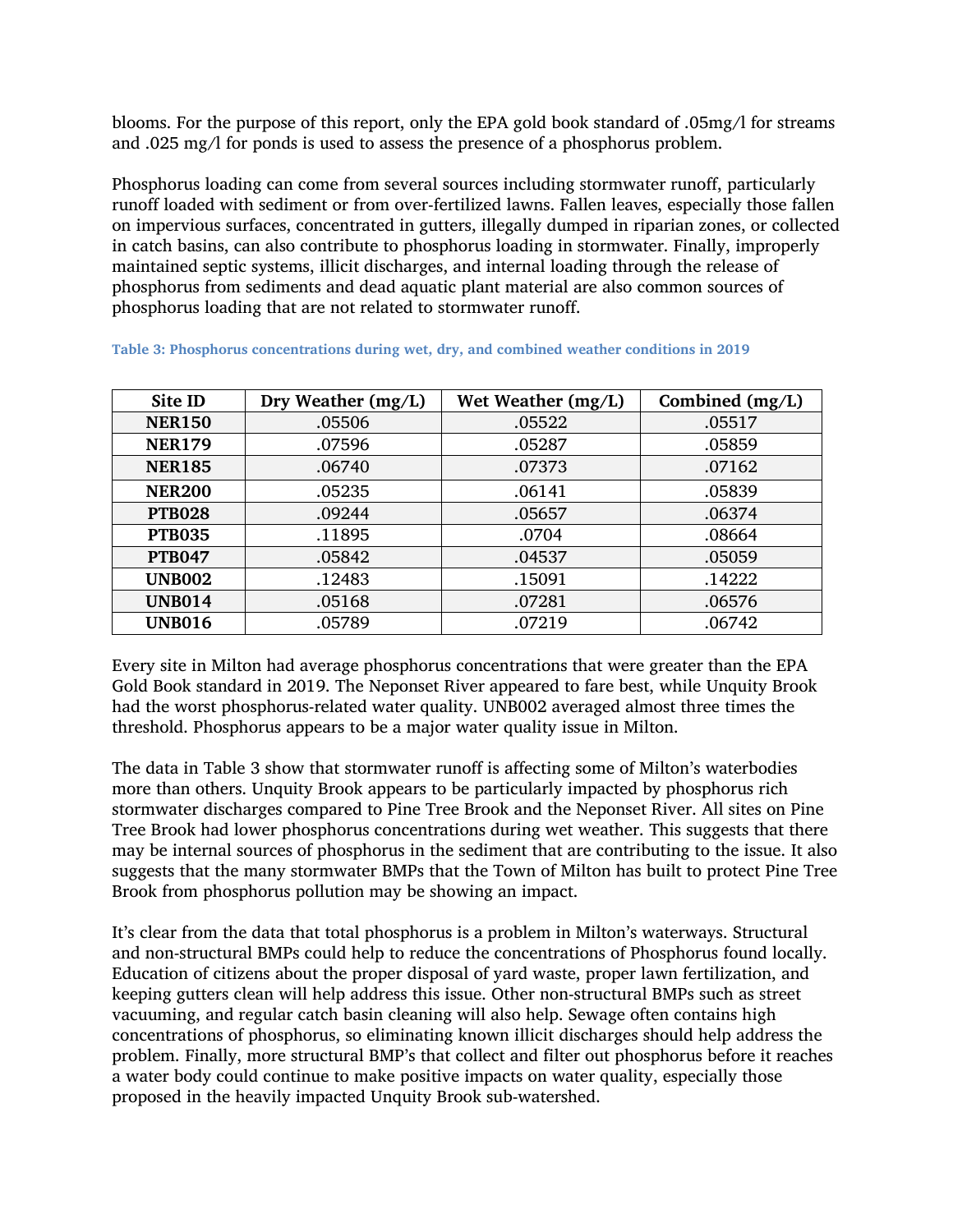blooms. For the purpose of this report, only the EPA gold book standard of .05mg/l for streams and .025 mg/l for ponds is used to assess the presence of a phosphorus problem.

Phosphorus loading can come from several sources including stormwater runoff, particularly runoff loaded with sediment or from over-fertilized lawns. Fallen leaves, especially those fallen on impervious surfaces, concentrated in gutters, illegally dumped in riparian zones, or collected in catch basins, can also contribute to phosphorus loading in stormwater. Finally, improperly maintained septic systems, illicit discharges, and internal loading through the release of phosphorus from sediments and dead aquatic plant material are also common sources of phosphorus loading that are not related to stormwater runoff.

**Table 3: Phosphorus concentrations during wet, dry, and combined weather conditions in 2019**

| Site ID | Dry Weather (mg/L) | Wet Weather (mg/L) | Combined (mg/L) |
|---|---|---|---|
| **NER150** | .05506 | .05522 | .05517 |
| **NER179** | .07596 | .05287 | .05859 |
| **NER185** | .06740 | .07373 | .07162 |
| **NER200** | .05235 | .06141 | .05839 |
| **PTB028** | .09244 | .05657 | .06374 |
| **PTB035** | .11895 | .0704 | .08664 |
| **PTB047** | .05842 | .04537 | .05059 |
| **UNB002** | .12483 | .15091 | .14222 |
| **UNB014** | .05168 | .07281 | .06576 |
| **UNB016** | .05789 | .07219 | .06742 |

Every site in Milton had average phosphorus concentrations that were greater than the EPA Gold Book standard in 2019. The Neponset River appeared to fare best, while Unquity Brook had the worst phosphorus-related water quality. UNB002 averaged almost three times the threshold. Phosphorus appears to be a major water quality issue in Milton.

The data in Table 3 show that stormwater runoff is affecting some of Milton's waterbodies more than others. Unquity Brook appears to be particularly impacted by phosphorus rich stormwater discharges compared to Pine Tree Brook and the Neponset River. All sites on Pine Tree Brook had lower phosphorus concentrations during wet weather. This suggests that there may be internal sources of phosphorus in the sediment that are contributing to the issue. It also suggests that the many stormwater BMPs that the Town of Milton has built to protect Pine Tree Brook from phosphorus pollution may be showing an impact.

It's clear from the data that total phosphorus is a problem in Milton's waterways. Structural and non-structural BMPs could help to reduce the concentrations of Phosphorus found locally. Education of citizens about the proper disposal of yard waste, proper lawn fertilization, and keeping gutters clean will help address this issue. Other non-structural BMPs such as street vacuuming, and regular catch basin cleaning will also help. Sewage often contains high concentrations of phosphorus, so eliminating known illicit discharges should help address the problem. Finally, more structural BMP's that collect and filter out phosphorus before it reaches a water body could continue to make positive impacts on water quality, especially those proposed in the heavily impacted Unquity Brook sub-watershed.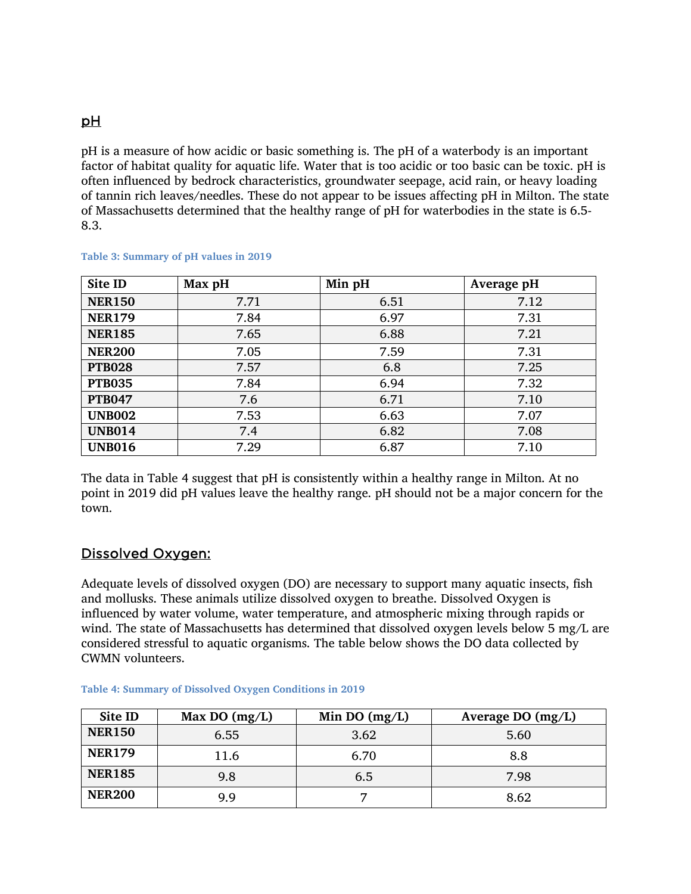## pH

pH is a measure of how acidic or basic something is. The pH of a waterbody is an important factor of habitat quality for aquatic life. Water that is too acidic or too basic can be toxic. pH is often influenced by bedrock characteristics, groundwater seepage, acid rain, or heavy loading of tannin rich leaves/needles. These do not appear to be issues affecting pH in Milton. The state of Massachusetts determined that the healthy range of pH for waterbodies in the state is 6.5-8.3.

**Table 3: Summary of pH values in 2019**

| Site ID | Max pH | Min pH | Average pH |
|---|---|---|---|
| **NER150** | 7.71 | 6.51 | 7.12 |
| **NER179** | 7.84 | 6.97 | 7.31 |
| **NER185** | 7.65 | 6.88 | 7.21 |
| **NER200** | 7.05 | 7.59 | 7.31 |
| **PTB028** | 7.57 | 6.8 | 7.25 |
| **PTB035** | 7.84 | 6.94 | 7.32 |
| **PTB047** | 7.6 | 6.71 | 7.10 |
| **UNB002** | 7.53 | 6.63 | 7.07 |
| **UNB014** | 7.4 | 6.82 | 7.08 |
| **UNB016** | 7.29 | 6.87 | 7.10 |

The data in Table 4 suggest that pH is consistently within a healthy range in Milton. At no point in 2019 did pH values leave the healthy range. pH should not be a major concern for the town.

## Dissolved Oxygen:

Adequate levels of dissolved oxygen (DO) are necessary to support many aquatic insects, fish and mollusks. These animals utilize dissolved oxygen to breathe. Dissolved Oxygen is influenced by water volume, water temperature, and atmospheric mixing through rapids or wind. The state of Massachusetts has determined that dissolved oxygen levels below 5 mg/L are considered stressful to aquatic organisms. The table below shows the DO data collected by CWMN volunteers.

**Table 4: Summary of Dissolved Oxygen Conditions in 2019**

| Site ID | Max DO (mg/L) | Min DO (mg/L) | Average DO (mg/L) |
|---|---|---|---|
| **NER150** | 6.55 | 3.62 | 5.60 |
| **NER179** | 11.6 | 6.70 | 8.8 |
| **NER185** | 9.8 | 6.5 | 7.98 |
| **NER200** | 9.9 | 7 | 8.62 |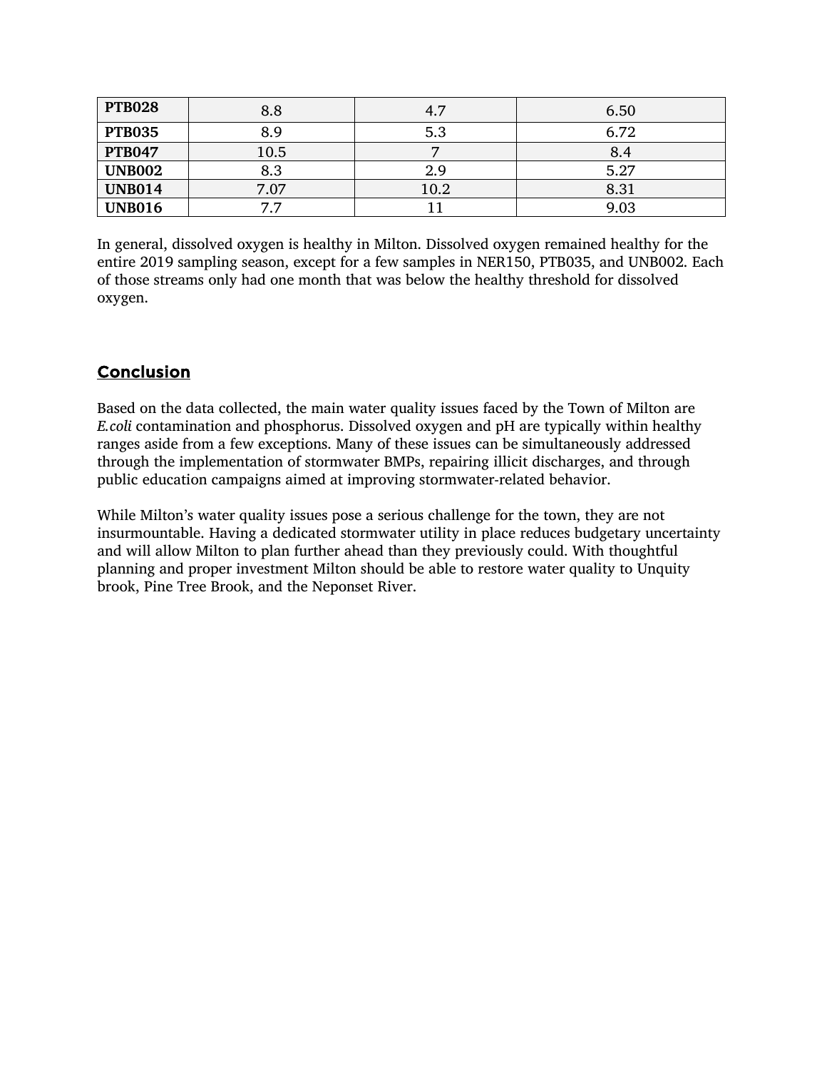| | | | |
|---|---|---|---|
| **PTB028** | 8.8 | 4.7 | 6.50 |
| **PTB035** | 8.9 | 5.3 | 6.72 |
| **PTB047** | 10.5 | 7 | 8.4 |
| **UNB002** | 8.3 | 2.9 | 5.27 |
| **UNB014** | 7.07 | 10.2 | 8.31 |
| **UNB016** | 7.7 | 11 | 9.03 |

In general, dissolved oxygen is healthy in Milton. Dissolved oxygen remained healthy for the entire 2019 sampling season, except for a few samples in NER150, PTB035, and UNB002. Each of those streams only had one month that was below the healthy threshold for dissolved oxygen.

## Conclusion

Based on the data collected, the main water quality issues faced by the Town of Milton are *E.coli* contamination and phosphorus. Dissolved oxygen and pH are typically within healthy ranges aside from a few exceptions. Many of these issues can be simultaneously addressed through the implementation of stormwater BMPs, repairing illicit discharges, and through public education campaigns aimed at improving stormwater-related behavior.

While Milton's water quality issues pose a serious challenge for the town, they are not insurmountable. Having a dedicated stormwater utility in place reduces budgetary uncertainty and will allow Milton to plan further ahead than they previously could. With thoughtful planning and proper investment Milton should be able to restore water quality to Unquity brook, Pine Tree Brook, and the Neponset River.